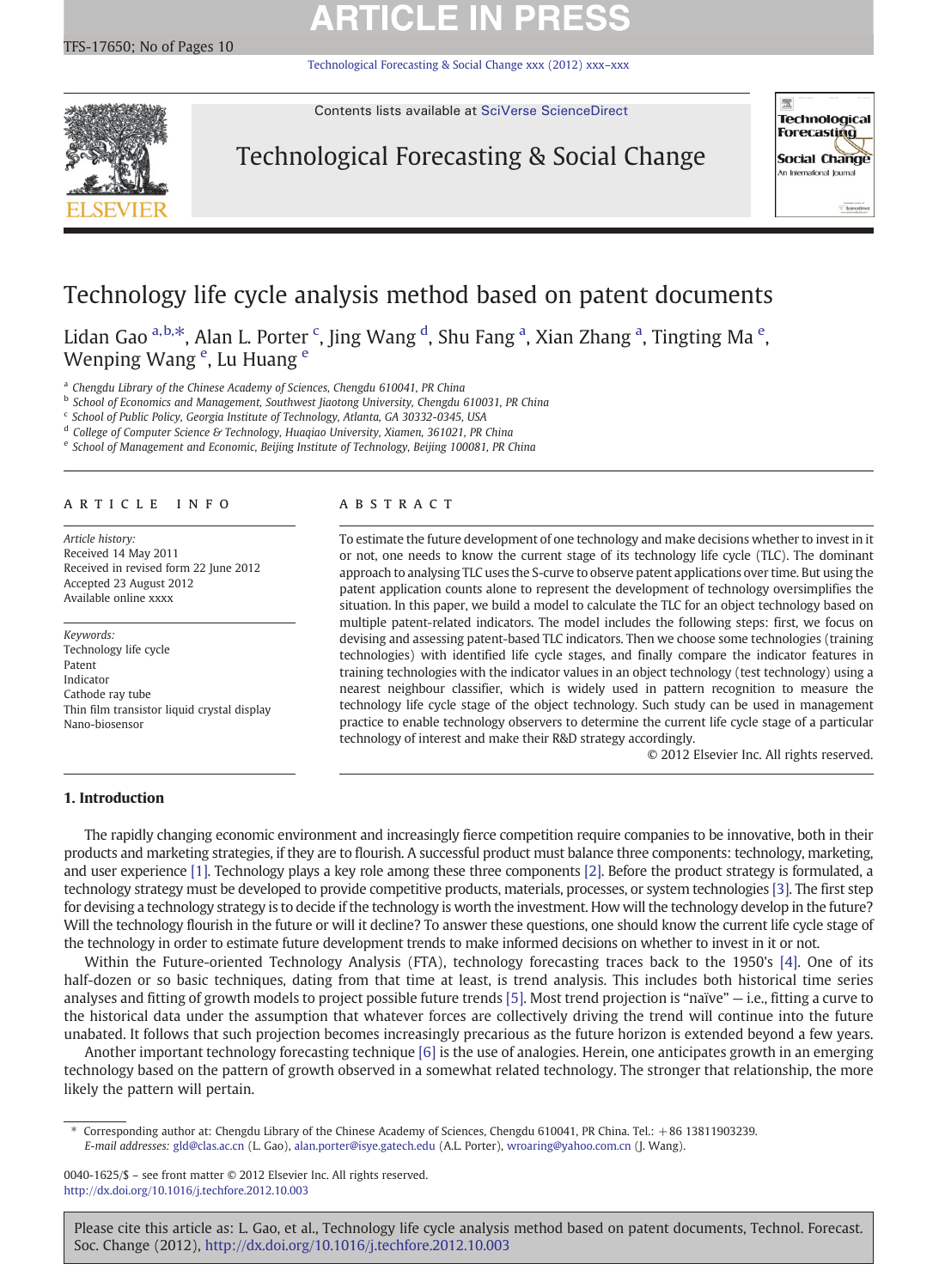# Technology life cycle analysis method based on patent documents

Lidan Gao [a,b,*], Alan L. Porter [c], Jing Wang [d], Shu Fang [a], Xian Zhang [a], Tingting Ma [e], Wenping Wang [e], Lu Huang [e]

[a] *Chengdu Library of the Chinese Academy of Sciences, Chengdu 610041, PR China*
[b] *School of Economics and Management, Southwest Jiaotong University, Chengdu 610031, PR China*
[c] *School of Public Policy, Georgia Institute of Technology, Atlanta, GA 30332-0345, USA*
[d] *College of Computer Science & Technology, Huaqiao University, Xiamen, 361021, PR China*
[e] *School of Management and Economic, Beijing Institute of Technology, Beijing 100081, PR China*

## ARTICLE INFO

*Article history:*
Received 14 May 2011
Received in revised form 22 June 2012
Accepted 23 August 2012
Available online xxxx

*Keywords:*
Technology life cycle
Patent
Indicator
Cathode ray tube
Thin film transistor liquid crystal display
Nano-biosensor

## ABSTRACT

To estimate the future development of one technology and make decisions whether to invest in it or not, one needs to know the current stage of its technology life cycle (TLC). The dominant approach to analysing TLC uses the S-curve to observe patent applications over time. But using the patent application counts alone to represent the development of technology oversimplifies the situation. In this paper, we build a model to calculate the TLC for an object technology based on multiple patent-related indicators. The model includes the following steps: first, we focus on devising and assessing patent-based TLC indicators. Then we choose some technologies (training technologies) with identified life cycle stages, and finally compare the indicator features in training technologies with the indicator values in an object technology (test technology) using a nearest neighbour classifier, which is widely used in pattern recognition to measure the technology life cycle stage of the object technology. Such study can be used in management practice to enable technology observers to determine the current life cycle stage of a particular technology of interest and make their R&D strategy accordingly.

© 2012 Elsevier Inc. All rights reserved.

## 1. Introduction

The rapidly changing economic environment and increasingly fierce competition require companies to be innovative, both in their products and marketing strategies, if they are to flourish. A successful product must balance three components: technology, marketing, and user experience [1]. Technology plays a key role among these three components [2]. Before the product strategy is formulated, a technology strategy must be developed to provide competitive products, materials, processes, or system technologies [3]. The first step for devising a technology strategy is to decide if the technology is worth the investment. How will the technology develop in the future? Will the technology flourish in the future or will it decline? To answer these questions, one should know the current life cycle stage of the technology in order to estimate future development trends to make informed decisions on whether to invest in it or not.

Within the Future-oriented Technology Analysis (FTA), technology forecasting traces back to the 1950's [4]. One of its half-dozen or so basic techniques, dating from that time at least, is trend analysis. This includes both historical time series analyses and fitting of growth models to project possible future trends [5]. Most trend projection is "naïve" — i.e., fitting a curve to the historical data under the assumption that whatever forces are collectively driving the trend will continue into the future unabated. It follows that such projection becomes increasingly precarious as the future horizon is extended beyond a few years.

Another important technology forecasting technique [6] is the use of analogies. Herein, one anticipates growth in an emerging technology based on the pattern of growth observed in a somewhat related technology. The stronger that relationship, the more likely the pattern will pertain.

---

* Corresponding author at: Chengdu Library of the Chinese Academy of Sciences, Chengdu 610041, PR China. Tel.: +86 13811903239.
*E-mail addresses:* gld@clas.ac.cn (L. Gao), alan.porter@isye.gatech.edu (A.L. Porter), wroaring@yahoo.com.cn (J. Wang).

0040-1625/$ – see front matter © 2012 Elsevier Inc. All rights reserved.
http://dx.doi.org/10.1016/j.techfore.2012.10.003

Please cite this article as: L. Gao, et al., Technology life cycle analysis method based on patent documents, Technol. Forecast. Soc. Change (2012), http://dx.doi.org/10.1016/j.techfore.2012.10.003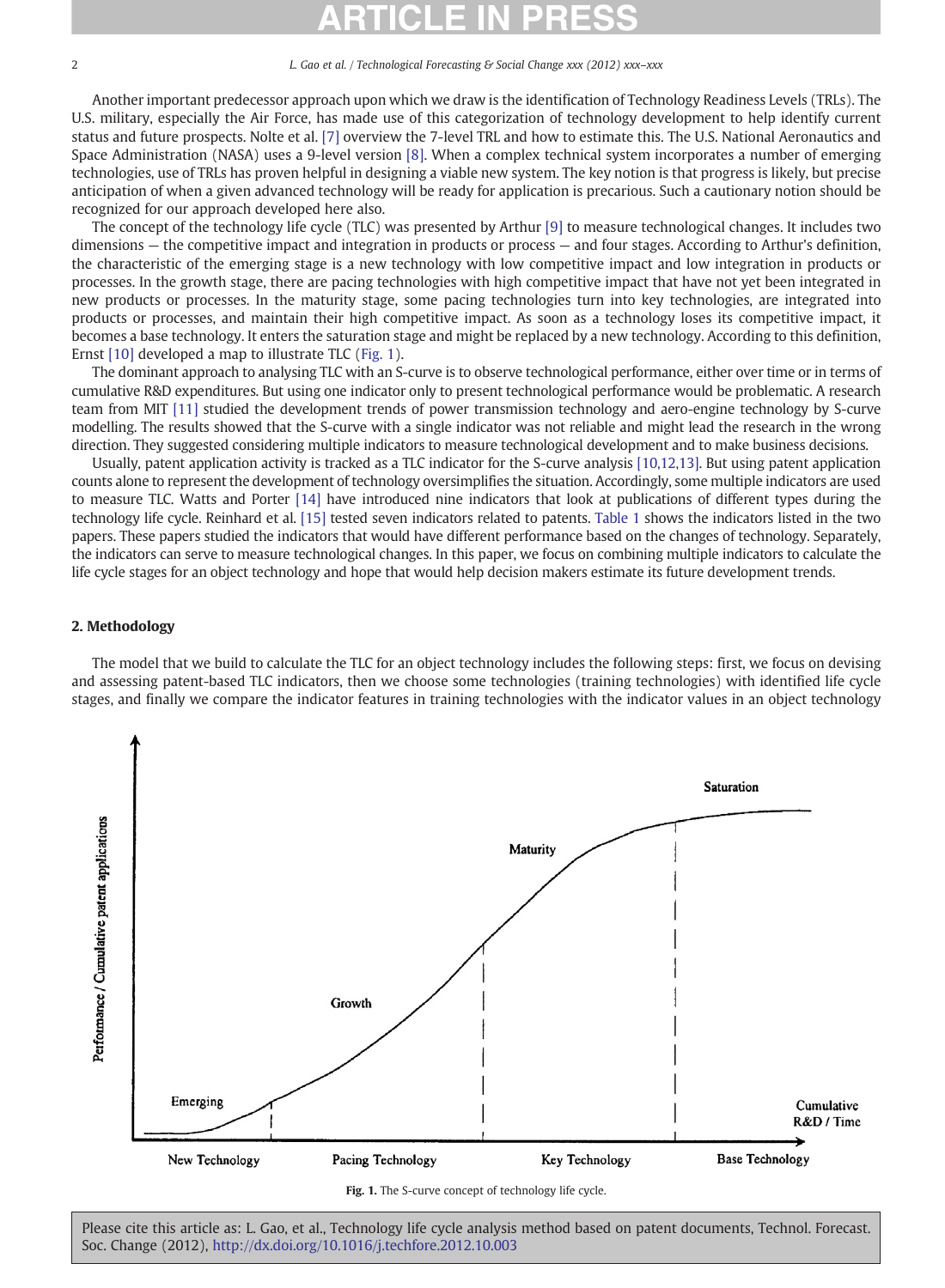Another important predecessor approach upon which we draw is the identification of Technology Readiness Levels (TRLs). The U.S. military, especially the Air Force, has made use of this categorization of technology development to help identify current status and future prospects. Nolte et al. [7] overview the 7-level TRL and how to estimate this. The U.S. National Aeronautics and Space Administration (NASA) uses a 9-level version [8]. When a complex technical system incorporates a number of emerging technologies, use of TRLs has proven helpful in designing a viable new system. The key notion is that progress is likely, but precise anticipation of when a given advanced technology will be ready for application is precarious. Such a cautionary notion should be recognized for our approach developed here also.

The concept of the technology life cycle (TLC) was presented by Arthur [9] to measure technological changes. It includes two dimensions — the competitive impact and integration in products or process — and four stages. According to Arthur's definition, the characteristic of the emerging stage is a new technology with low competitive impact and low integration in products or processes. In the growth stage, there are pacing technologies with high competitive impact that have not yet been integrated in new products or processes. In the maturity stage, some pacing technologies turn into key technologies, are integrated into products or processes, and maintain their high competitive impact. As soon as a technology loses its competitive impact, it becomes a base technology. It enters the saturation stage and might be replaced by a new technology. According to this definition, Ernst [10] developed a map to illustrate TLC (Fig. 1).

The dominant approach to analysing TLC with an S-curve is to observe technological performance, either over time or in terms of cumulative R&D expenditures. But using one indicator only to present technological performance would be problematic. A research team from MIT [11] studied the development trends of power transmission technology and aero-engine technology by S-curve modelling. The results showed that the S-curve with a single indicator was not reliable and might lead the research in the wrong direction. They suggested considering multiple indicators to measure technological development and to make business decisions.

Usually, patent application activity is tracked as a TLC indicator for the S-curve analysis [10,12,13]. But using patent application counts alone to represent the development of technology oversimplifies the situation. Accordingly, some multiple indicators are used to measure TLC. Watts and Porter [14] have introduced nine indicators that look at publications of different types during the technology life cycle. Reinhard et al. [15] tested seven indicators related to patents. Table 1 shows the indicators listed in the two papers. These papers studied the indicators that would have different performance based on the changes of technology. Separately, the indicators can serve to measure technological changes. In this paper, we focus on combining multiple indicators to calculate the life cycle stages for an object technology and hope that would help decision makers estimate its future development trends.

## 2. Methodology

The model that we build to calculate the TLC for an object technology includes the following steps: first, we focus on devising and assessing patent-based TLC indicators, then we choose some technologies (training technologies) with identified life cycle stages, and finally we compare the indicator features in training technologies with the indicator values in an object technology

Fig. 1. The S-curve concept of technology life cycle.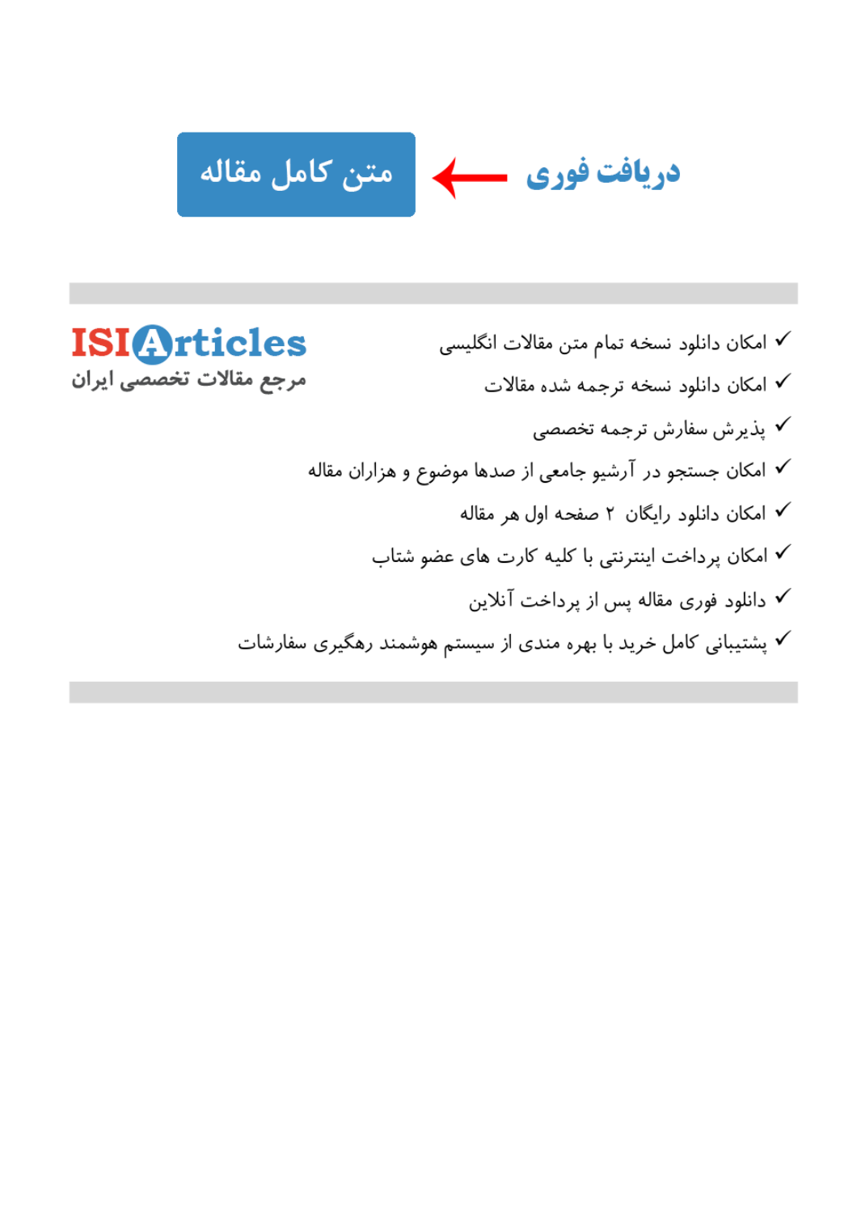دریافت فوری ← متن کامل مقاله

**ISIArticles**
مرجع مقالات تخصصی ایران

- ✓ امکان دانلود نسخه تمام متن مقالات انگلیسی
- ✓ امکان دانلود نسخه ترجمه شده مقالات
- ✓ پذیرش سفارش ترجمه تخصصی
- ✓ امکان جستجو در آرشیو جامعی از صدها موضوع و هزاران مقاله
- ✓ امکان دانلود رایگان ۲ صفحه اول هر مقاله
- ✓ امکان پرداخت اینترنتی با کلیه کارت های عضو شتاب
- ✓ دانلود فوری مقاله پس از پرداخت آنلاین
- ✓ پشتیبانی کامل خرید با بهره مندی از سیستم هوشمند رهگیری سفارشات